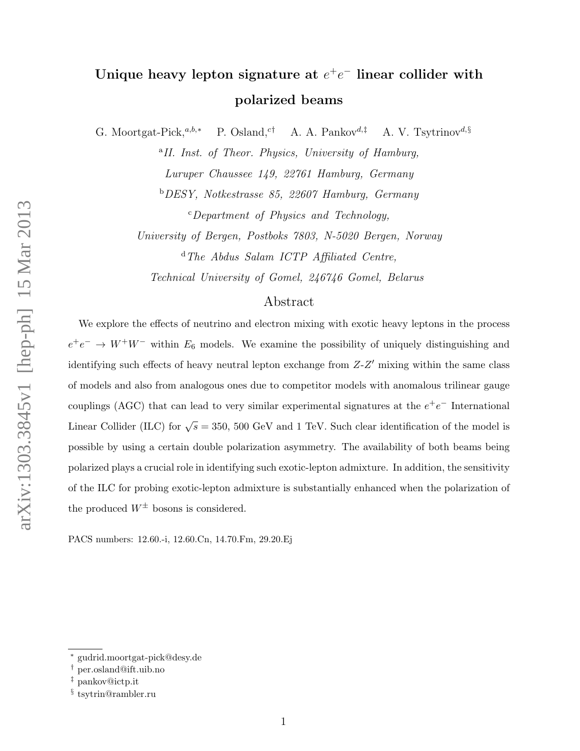# Unique heavy lepton signature at $e^+e^-$ linear collider with polarized beams

G. Moortgat-Pick,[a,b,*] P. Osland,[c†] A. A. Pankov[d,‡] A. V. Tsytrinov[d,§]

[a] *II. Inst. of Theor. Physics, University of Hamburg, Luruper Chaussee 149, 22761 Hamburg, Germany*

[b] *DESY, Notkestrasse 85, 22607 Hamburg, Germany*

[c] *Department of Physics and Technology, University of Bergen, Postboks 7803, N-5020 Bergen, Norway*

[d] *The Abdus Salam ICTP Affiliated Centre, Technical University of Gomel, 246746 Gomel, Belarus*

## Abstract

We explore the effects of neutrino and electron mixing with exotic heavy leptons in the process $e^+e^- \to W^+W^-$ within $E_6$ models. We examine the possibility of uniquely distinguishing and identifying such effects of heavy neutral lepton exchange from $Z$-$Z'$ mixing within the same class of models and also from analogous ones due to competitor models with anomalous trilinear gauge couplings (AGC) that can lead to very similar experimental signatures at the $e^+e^-$ International Linear Collider (ILC) for $\sqrt{s} = 350$, 500 GeV and 1 TeV. Such clear identification of the model is possible by using a certain double polarization asymmetry. The availability of both beams being polarized plays a crucial role in identifying such exotic-lepton admixture. In addition, the sensitivity of the ILC for probing exotic-lepton admixture is substantially enhanced when the polarization of the produced $W^{\pm}$ bosons is considered.

PACS numbers: 12.60.-i, 12.60.Cn, 14.70.Fm, 29.20.Ej

---

[*] gudrid.moortgat-pick@desy.de

[†] per.osland@ift.uib.no

[‡] pankov@ictp.it

[§] tsytrin@rambler.ru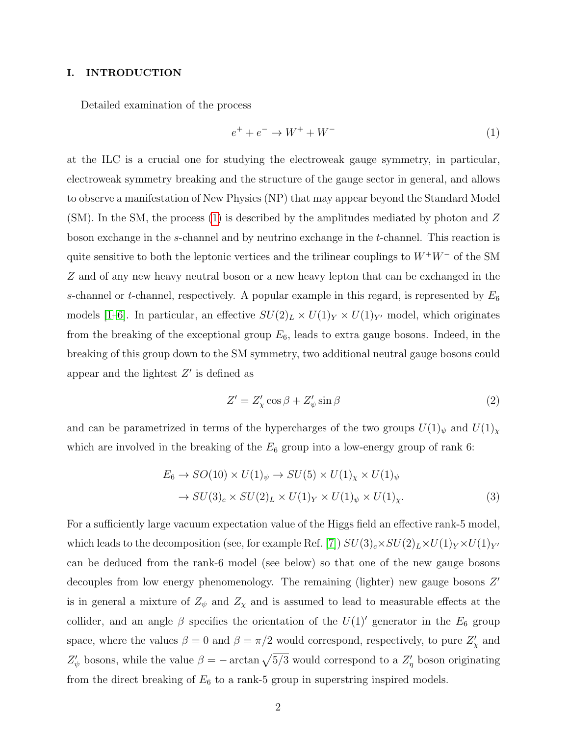## I. INTRODUCTION

Detailed examination of the process

$$e^+ + e^- \to W^+ + W^- \tag{1}$$

at the ILC is a crucial one for studying the electroweak gauge symmetry, in particular, electroweak symmetry breaking and the structure of the gauge sector in general, and allows to observe a manifestation of New Physics (NP) that may appear beyond the Standard Model (SM). In the SM, the process (1) is described by the amplitudes mediated by photon and $Z$ boson exchange in the $s$-channel and by neutrino exchange in the $t$-channel. This reaction is quite sensitive to both the leptonic vertices and the trilinear couplings to $W^+W^-$ of the SM $Z$ and of any new heavy neutral boson or a new heavy lepton that can be exchanged in the $s$-channel or $t$-channel, respectively. A popular example in this regard, is represented by $E_6$ models [1–6]. In particular, an effective $SU(2)_L \times U(1)_Y \times U(1)_{Y'}$ model, which originates from the breaking of the exceptional group $E_6$, leads to extra gauge bosons. Indeed, in the breaking of this group down to the SM symmetry, two additional neutral gauge bosons could appear and the lightest $Z'$ is defined as

$$Z' = Z'_\chi \cos\beta + Z'_\psi \sin\beta \tag{2}$$

and can be parametrized in terms of the hypercharges of the two groups $U(1)_\psi$ and $U(1)_\chi$ which are involved in the breaking of the $E_6$ group into a low-energy group of rank 6:

$$\begin{aligned} E_6 &\to SO(10) \times U(1)_\psi \to SU(5) \times U(1)_\chi \times U(1)_\psi \\ &\to SU(3)_c \times SU(2)_L \times U(1)_Y \times U(1)_\psi \times U(1)_\chi. \end{aligned} \tag{3}$$

For a sufficiently large vacuum expectation value of the Higgs field an effective rank-5 model, which leads to the decomposition (see, for example Ref. [7]) $SU(3)_c \times SU(2)_L \times U(1)_Y \times U(1)_{Y'}$ can be deduced from the rank-6 model (see below) so that one of the new gauge bosons decouples from low energy phenomenology. The remaining (lighter) new gauge bosons $Z'$ is in general a mixture of $Z_\psi$ and $Z_\chi$ and is assumed to lead to measurable effects at the collider, and an angle $\beta$ specifies the orientation of the $U(1)'$ generator in the $E_6$ group space, where the values $\beta = 0$ and $\beta = \pi/2$ would correspond, respectively, to pure $Z'_\chi$ and $Z'_\psi$ bosons, while the value $\beta = -\arctan\sqrt{5/3}$ would correspond to a $Z'_\eta$ boson originating from the direct breaking of $E_6$ to a rank-5 group in superstring inspired models.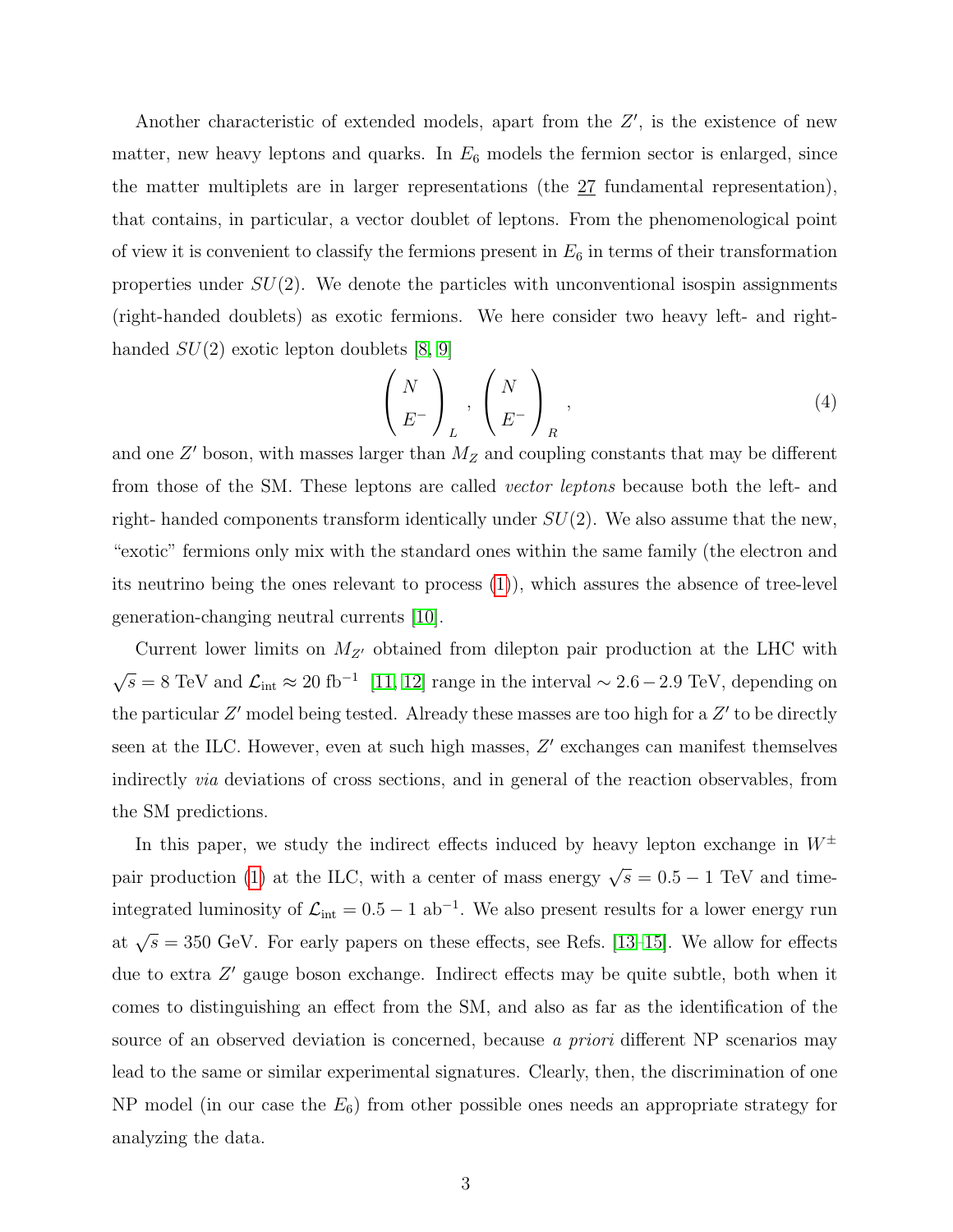Another characteristic of extended models, apart from the $Z'$, is the existence of new matter, new heavy leptons and quarks. In $E_6$ models the fermion sector is enlarged, since the matter multiplets are in larger representations (the $\underline{27}$ fundamental representation), that contains, in particular, a vector doublet of leptons. From the phenomenological point of view it is convenient to classify the fermions present in $E_6$ in terms of their transformation properties under $SU(2)$. We denote the particles with unconventional isospin assignments (right-handed doublets) as exotic fermions. We here consider two heavy left- and right-handed $SU(2)$ exotic lepton doublets [8, 9]

$$\begin{pmatrix} N \\ E^- \end{pmatrix}_L , \begin{pmatrix} N \\ E^- \end{pmatrix}_R , \tag{4}$$

and one $Z'$ boson, with masses larger than $M_Z$ and coupling constants that may be different from those of the SM. These leptons are called *vector leptons* because both the left- and right- handed components transform identically under $SU(2)$. We also assume that the new, "exotic" fermions only mix with the standard ones within the same family (the electron and its neutrino being the ones relevant to process (1)), which assures the absence of tree-level generation-changing neutral currents [10].

Current lower limits on $M_{Z'}$ obtained from dilepton pair production at the LHC with $\sqrt{s} = 8$ TeV and $\mathcal{L}_{\rm int} \approx 20$ fb$^{-1}$ [11, 12] range in the interval $\sim 2.6 - 2.9$ TeV, depending on the particular $Z'$ model being tested. Already these masses are too high for a $Z'$ to be directly seen at the ILC. However, even at such high masses, $Z'$ exchanges can manifest themselves indirectly *via* deviations of cross sections, and in general of the reaction observables, from the SM predictions.

In this paper, we study the indirect effects induced by heavy lepton exchange in $W^\pm$ pair production (1) at the ILC, with a center of mass energy $\sqrt{s} = 0.5 - 1$ TeV and time-integrated luminosity of $\mathcal{L}_{\rm int} = 0.5 - 1$ ab$^{-1}$. We also present results for a lower energy run at $\sqrt{s} = 350$ GeV. For early papers on these effects, see Refs. [13–15]. We allow for effects due to extra $Z'$ gauge boson exchange. Indirect effects may be quite subtle, both when it comes to distinguishing an effect from the SM, and also as far as the identification of the source of an observed deviation is concerned, because *a priori* different NP scenarios may lead to the same or similar experimental signatures. Clearly, then, the discrimination of one NP model (in our case the $E_6$) from other possible ones needs an appropriate strategy for analyzing the data.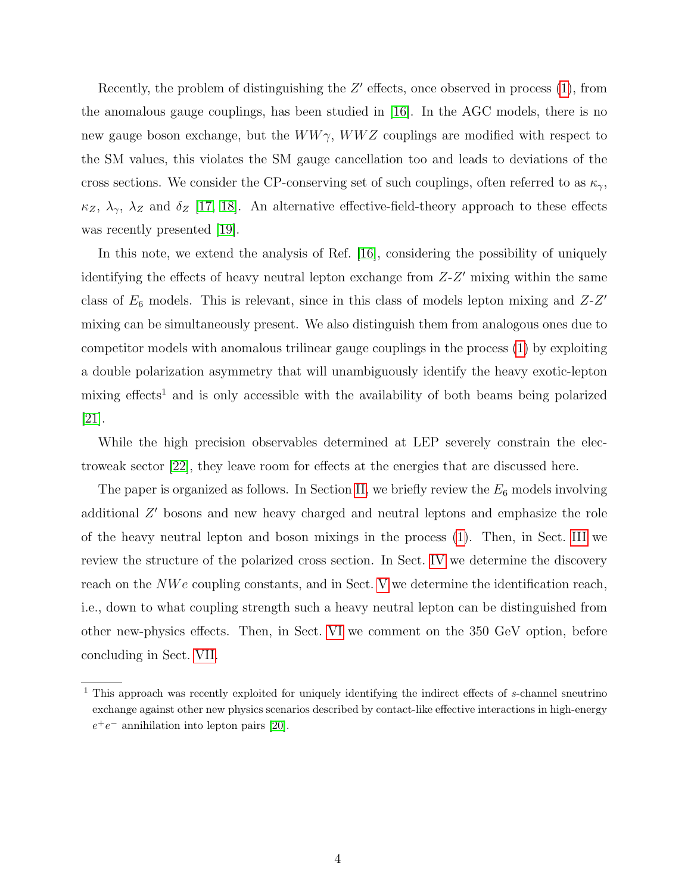Recently, the problem of distinguishing the $Z'$ effects, once observed in process (1), from the anomalous gauge couplings, has been studied in [16]. In the AGC models, there is no new gauge boson exchange, but the $WW\gamma$, $WWZ$ couplings are modified with respect to the SM values, this violates the SM gauge cancellation too and leads to deviations of the cross sections. We consider the CP-conserving set of such couplings, often referred to as $\kappa_\gamma$, $\kappa_Z$, $\lambda_\gamma$, $\lambda_Z$ and $\delta_Z$ [17, 18]. An alternative effective-field-theory approach to these effects was recently presented [19].

In this note, we extend the analysis of Ref. [16], considering the possibility of uniquely identifying the effects of heavy neutral lepton exchange from $Z$-$Z'$ mixing within the same class of $E_6$ models. This is relevant, since in this class of models lepton mixing and $Z$-$Z'$ mixing can be simultaneously present. We also distinguish them from analogous ones due to competitor models with anomalous trilinear gauge couplings in the process (1) by exploiting a double polarization asymmetry that will unambiguously identify the heavy exotic-lepton mixing effects[1] and is only accessible with the availability of both beams being polarized [21].

While the high precision observables determined at LEP severely constrain the electroweak sector [22], they leave room for effects at the energies that are discussed here.

The paper is organized as follows. In Section II, we briefly review the $E_6$ models involving additional $Z'$ bosons and new heavy charged and neutral leptons and emphasize the role of the heavy neutral lepton and boson mixings in the process (1). Then, in Sect. III we review the structure of the polarized cross section. In Sect. IV we determine the discovery reach on the $NWe$ coupling constants, and in Sect. V we determine the identification reach, i.e., down to what coupling strength such a heavy neutral lepton can be distinguished from other new-physics effects. Then, in Sect. VI we comment on the 350 GeV option, before concluding in Sect. VII.

---

[1] This approach was recently exploited for uniquely identifying the indirect effects of $s$-channel sneutrino exchange against other new physics scenarios described by contact-like effective interactions in high-energy $e^+e^-$ annihilation into lepton pairs [20].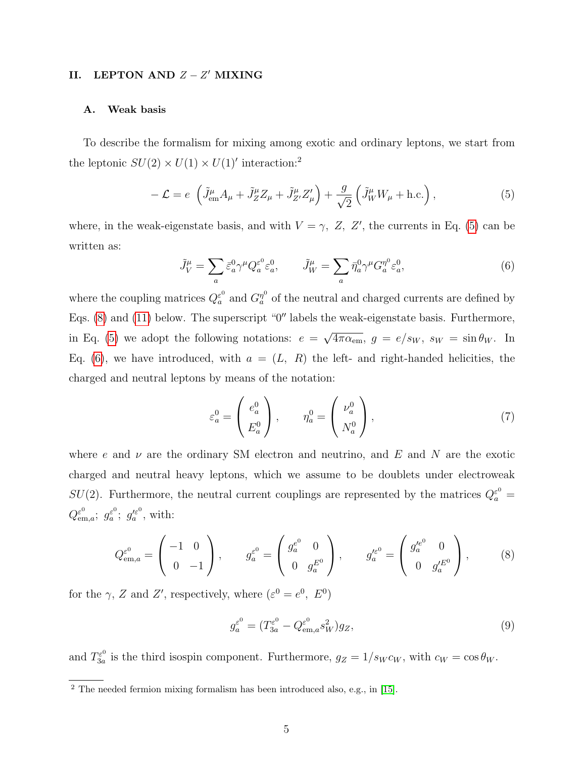## II. LEPTON AND $Z - Z'$ MIXING

### A. Weak basis

To describe the formalism for mixing among exotic and ordinary leptons, we start from the leptonic $SU(2) \times U(1) \times U(1)'$ interaction:[2]

$$- \mathcal{L} = e \left( \tilde{J}^{\mu}_{\rm em} A_\mu + \tilde{J}^{\mu}_{Z} Z_\mu + \tilde{J}^{\mu}_{Z'} Z'_\mu \right) + \frac{g}{\sqrt{2}} \left( \tilde{J}^{\mu}_{W} W_\mu + {\rm h.c.} \right), \tag{5}$$

where, in the weak-eigenstate basis, and with $V = \gamma,\ Z,\ Z'$, the currents in Eq. (5) can be written as:

$$\tilde{J}^{\mu}_{V} = \sum_a \bar{\varepsilon}^0_a \gamma^\mu Q^{\varepsilon^0}_a \varepsilon^0_a, \qquad \tilde{J}^{\mu}_{W} = \sum_a \bar{\eta}^0_a \gamma^\mu G^{\eta^0}_a \varepsilon^0_a, \tag{6}$$

where the coupling matrices $Q^{\varepsilon^0}_a$ and $G^{\eta^0}_a$ of the neutral and charged currents are defined by Eqs. (8) and (11) below. The superscript "0″ labels the weak-eigenstate basis. Furthermore, in Eq. (5) we adopt the following notations: $e = \sqrt{4\pi\alpha_{\rm em}}$, $g = e/s_W$, $s_W = \sin\theta_W$. In Eq. (6), we have introduced, with $a = (L,\ R)$ the left- and right-handed helicities, the charged and neutral leptons by means of the notation:

$$\varepsilon^0_a = \begin{pmatrix} e^0_a \\ E^0_a \end{pmatrix}, \qquad \eta^0_a = \begin{pmatrix} \nu^0_a \\ N^0_a \end{pmatrix}, \tag{7}$$

where $e$ and $\nu$ are the ordinary SM electron and neutrino, and $E$ and $N$ are the exotic charged and neutral heavy leptons, which we assume to be doublets under electroweak $SU(2)$. Furthermore, the neutral current couplings are represented by the matrices $Q^{\varepsilon^0}_a = Q^{\varepsilon^0}_{{\rm em},a};\ g^{\varepsilon^0}_a;\ g'^{\varepsilon^0}_a$, with:

$$Q^{\varepsilon^0}_{{\rm em},a} = \begin{pmatrix} -1 & 0 \\ 0 & -1 \end{pmatrix}, \qquad g^{\varepsilon^0}_a = \begin{pmatrix} g^{e^0}_a & 0 \\ 0 & g^{E^0}_a \end{pmatrix}, \qquad g'^{\varepsilon^0}_a = \begin{pmatrix} g'^{e^0}_a & 0 \\ 0 & g'^{E^0}_a \end{pmatrix}, \tag{8}$$

for the $\gamma$, $Z$ and $Z'$, respectively, where ($\varepsilon^0 = e^0,\ E^0$)

$$g^{\varepsilon^0}_a = (T^{\varepsilon^0}_{3a} - Q^{\varepsilon^0}_{{\rm em},a} s^2_W) g_Z, \tag{9}$$

and $T^{\varepsilon^0}_{3a}$ is the third isospin component. Furthermore, $g_Z = 1/s_W c_W$, with $c_W = \cos\theta_W$.

[2] The needed fermion mixing formalism has been introduced also, e.g., in [15].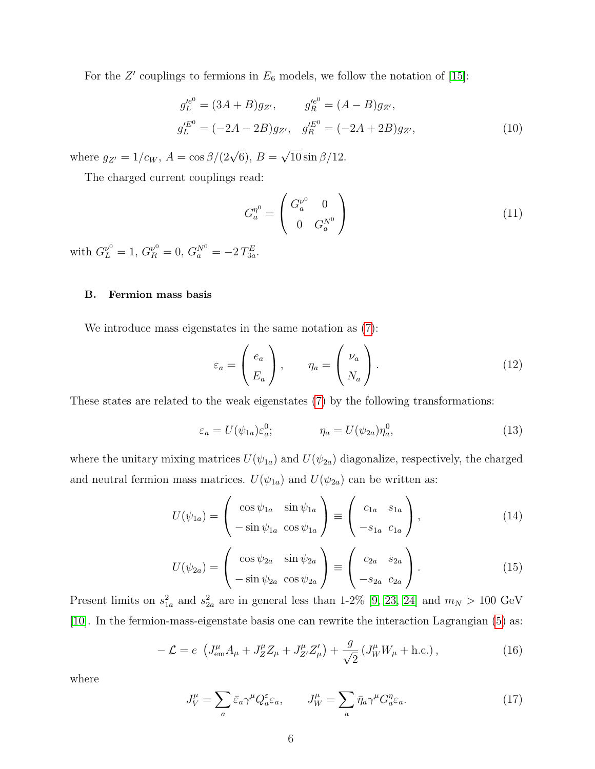For the $Z'$ couplings to fermions in $E_6$ models, we follow the notation of [15]:

$$
\begin{aligned}
g_L'^{e^0} &= (3A + B) g_{Z'}, \qquad g_R'^{e^0} = (A - B) g_{Z'}, \\
g_L'^{E^0} &= (-2A - 2B) g_{Z'}, \quad g_R'^{E^0} = (-2A + 2B) g_{Z'},
\end{aligned}
\tag{10}
$$

where $g_{Z'} = 1/c_W$, $A = \cos\beta/(2\sqrt{6})$, $B = \sqrt{10}\sin\beta/12$.

The charged current couplings read:

$$
G_a^{\eta^0} = \begin{pmatrix} G_a^{\nu^0} & 0 \\ 0 & G_a^{N^0} \end{pmatrix}
\tag{11}
$$

with $G_L^{\nu^0} = 1$, $G_R^{\nu^0} = 0$, $G_a^{N^0} = -2\,T_{3a}^E$.

### B. Fermion mass basis

We introduce mass eigenstates in the same notation as (7):

$$
\varepsilon_a = \begin{pmatrix} e_a \\ E_a \end{pmatrix}, \qquad \eta_a = \begin{pmatrix} \nu_a \\ N_a \end{pmatrix}.
\tag{12}
$$

These states are related to the weak eigenstates (7) by the following transformations:

$$
\varepsilon_a = U(\psi_{1a})\varepsilon_a^0; \qquad\qquad \eta_a = U(\psi_{2a})\eta_a^0,
\tag{13}
$$

where the unitary mixing matrices $U(\psi_{1a})$ and $U(\psi_{2a})$ diagonalize, respectively, the charged and neutral fermion mass matrices. $U(\psi_{1a})$ and $U(\psi_{2a})$ can be written as:

$$
U(\psi_{1a}) = \begin{pmatrix} \cos\psi_{1a} & \sin\psi_{1a} \\ -\sin\psi_{1a} & \cos\psi_{1a} \end{pmatrix} \equiv \begin{pmatrix} c_{1a} & s_{1a} \\ -s_{1a} & c_{1a} \end{pmatrix},
\tag{14}
$$

$$
U(\psi_{2a}) = \begin{pmatrix} \cos\psi_{2a} & \sin\psi_{2a} \\ -\sin\psi_{2a} & \cos\psi_{2a} \end{pmatrix} \equiv \begin{pmatrix} c_{2a} & s_{2a} \\ -s_{2a} & c_{2a} \end{pmatrix}.
\tag{15}
$$

Present limits on $s_{1a}^2$ and $s_{2a}^2$ are in general less than 1-2% [9, 23, 24] and $m_N > 100$ GeV [10]. In the fermion-mass-eigenstate basis one can rewrite the interaction Lagrangian (5) as:

$$
-\mathcal{L} = e\,\left(J^\mu_{\rm em} A_\mu + J^\mu_Z Z_\mu + J^\mu_{Z'} Z'_\mu\right) + \frac{g}{\sqrt{2}}\left(J^\mu_W W_\mu + \text{h.c.}\right),
\tag{16}
$$

where

$$
J_V^\mu = \sum_a \bar{\varepsilon}_a \gamma^\mu Q_a^\varepsilon \varepsilon_a, \qquad J_W^\mu = \sum_a \bar{\eta}_a \gamma^\mu G_a^\eta \varepsilon_a.
\tag{17}
$$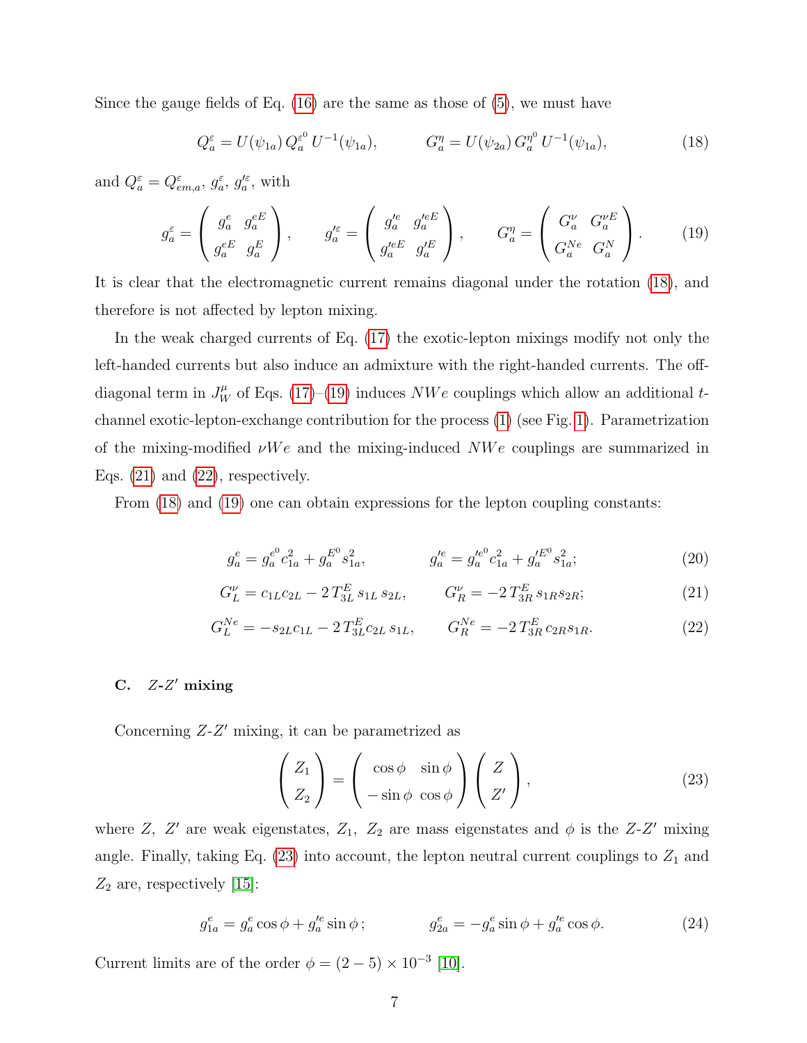Since the gauge fields of Eq. (16) are the same as those of (5), we must have

$$Q_a^\varepsilon = U(\psi_{1a})\, Q_a^{\varepsilon^0}\, U^{-1}(\psi_{1a}), \qquad\qquad G_a^\eta = U(\psi_{2a})\, G_a^{\eta^0}\, U^{-1}(\psi_{1a}), \tag{18}$$

and $Q_a^\varepsilon = Q_{em,a}^\varepsilon$, $g_a^\varepsilon$, $g_a'^\varepsilon$, with

$$g_a^\varepsilon = \begin{pmatrix} g_a^e & g_a^{eE} \\ g_a^{eE} & g_a^E \end{pmatrix}, \qquad g_a'^\varepsilon = \begin{pmatrix} g_a'^e & g_a'^{eE} \\ g_a'^{eE} & g_a'^E \end{pmatrix}, \qquad G_a^\eta = \begin{pmatrix} G_a^\nu & G_a^{\nu E} \\ G_a^{Ne} & G_a^N \end{pmatrix}. \tag{19}$$

It is clear that the electromagnetic current remains diagonal under the rotation (18), and therefore is not affected by lepton mixing.

In the weak charged currents of Eq. (17) the exotic-lepton mixings modify not only the left-handed currents but also induce an admixture with the right-handed currents. The off-diagonal term in $J_W^\mu$ of Eqs. (17)–(19) induces $NWe$ couplings which allow an additional $t$-channel exotic-lepton-exchange contribution for the process (1) (see Fig. 1). Parametrization of the mixing-modified $\nu We$ and the mixing-induced $NWe$ couplings are summarized in Eqs. (21) and (22), respectively.

From (18) and (19) one can obtain expressions for the lepton coupling constants:

$$g_a^e = g_a^{e^0}\, c_{1a}^2 + g_a^{E^0}\, s_{1a}^2, \qquad\qquad g_a'^e = g_a'^{e^0}\, c_{1a}^2 + g_a'^{E^0}\, s_{1a}^2; \tag{20}$$

$$G_L^\nu = c_{1L} c_{2L} - 2\, T_{3L}^E\, s_{1L}\, s_{2L}, \qquad\quad G_R^\nu = -2\, T_{3R}^E\, s_{1R} s_{2R}; \tag{21}$$

$$G_L^{Ne} = -s_{2L} c_{1L} - 2\, T_{3L}^E c_{2L}\, s_{1L}, \qquad\quad G_R^{Ne} = -2\, T_{3R}^E\, c_{2R} s_{1R}. \tag{22}$$

### C. $Z$-$Z'$ mixing

Concerning $Z$-$Z'$ mixing, it can be parametrized as

$$\begin{pmatrix} Z_1 \\ Z_2 \end{pmatrix} = \begin{pmatrix} \cos\phi & \sin\phi \\ -\sin\phi & \cos\phi \end{pmatrix} \begin{pmatrix} Z \\ Z' \end{pmatrix}, \tag{23}$$

where $Z$, $Z'$ are weak eigenstates, $Z_1$, $Z_2$ are mass eigenstates and $\phi$ is the $Z$-$Z'$ mixing angle. Finally, taking Eq. (23) into account, the lepton neutral current couplings to $Z_1$ and $Z_2$ are, respectively [15]:

$$g_{1a}^e = g_a^e \cos\phi + g_a'^e \sin\phi\,; \qquad\qquad g_{2a}^e = -g_a^e \sin\phi + g_a'^e \cos\phi. \tag{24}$$

Current limits are of the order $\phi = (2-5)\times 10^{-3}$ [10].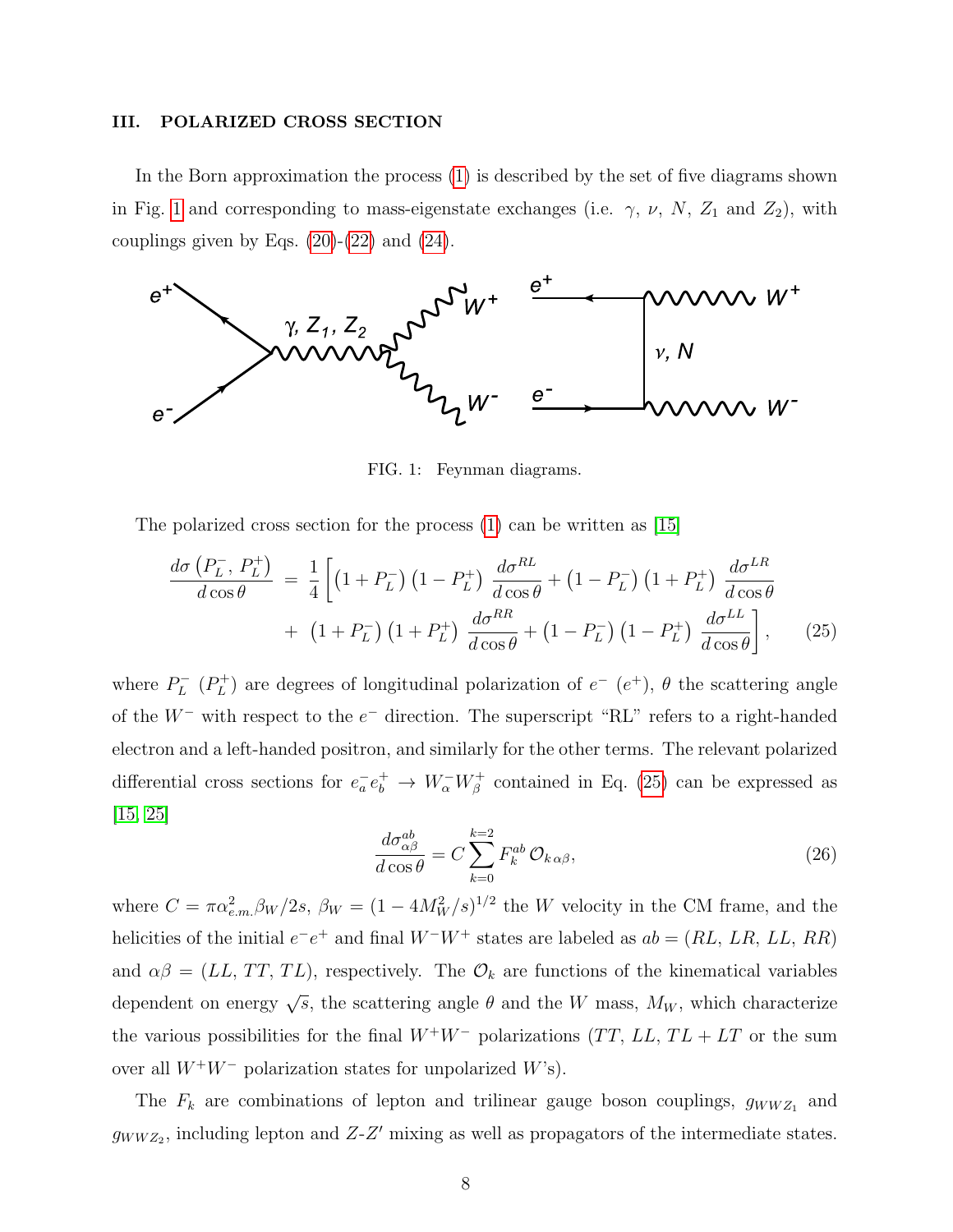### III. POLARIZED CROSS SECTION

In the Born approximation the process (1) is described by the set of five diagrams shown in Fig. 1 and corresponding to mass-eigenstate exchanges (i.e. $\gamma$, $\nu$, $N$, $Z_1$ and $Z_2$), with couplings given by Eqs. (20)-(22) and (24).

FIG. 1: Feynman diagrams.

The polarized cross section for the process (1) can be written as [15]

$$\frac{d\sigma\left(P_L^-,\,P_L^+\right)}{d\cos\theta} = \frac{1}{4}\left[\left(1+P_L^-\right)\left(1-P_L^+\right)\,\frac{d\sigma^{RL}}{d\cos\theta}+\left(1-P_L^-\right)\left(1+P_L^+\right)\,\frac{d\sigma^{LR}}{d\cos\theta}\right.$$
$$\left. +\;\left(1+P_L^-\right)\left(1+P_L^+\right)\,\frac{d\sigma^{RR}}{d\cos\theta}+\left(1-P_L^-\right)\left(1-P_L^+\right)\,\frac{d\sigma^{LL}}{d\cos\theta}\right], \qquad (25)$$

where $P_L^-$ ($P_L^+$) are degrees of longitudinal polarization of $e^-$ ($e^+$), $\theta$ the scattering angle of the $W^-$ with respect to the $e^-$ direction. The superscript "RL" refers to a right-handed electron and a left-handed positron, and similarly for the other terms. The relevant polarized differential cross sections for $e_a^- e_b^+ \to W_\alpha^- W_\beta^+$ contained in Eq. (25) can be expressed as [15, 25]

$$\frac{d\sigma_{\alpha\beta}^{ab}}{d\cos\theta} = C\sum_{k=0}^{k=2} F_k^{ab}\,\mathcal{O}_{k\,\alpha\beta}, \qquad (26)$$

where $C = \pi\alpha_{e.m.}^2\beta_W/2s$, $\beta_W = (1-4M_W^2/s)^{1/2}$ the $W$ velocity in the CM frame, and the helicities of the initial $e^-e^+$ and final $W^-W^+$ states are labeled as $ab = (RL,\,LR,\,LL,\,RR)$ and $\alpha\beta = (LL,\,TT,\,TL)$, respectively. The $\mathcal{O}_k$ are functions of the kinematical variables dependent on energy $\sqrt{s}$, the scattering angle $\theta$ and the $W$ mass, $M_W$, which characterize the various possibilities for the final $W^+W^-$ polarizations ($TT$, $LL$, $TL+LT$ or the sum over all $W^+W^-$ polarization states for unpolarized $W$'s).

The $F_k$ are combinations of lepton and trilinear gauge boson couplings, $g_{WWZ_1}$ and $g_{WWZ_2}$, including lepton and $Z$-$Z'$ mixing as well as propagators of the intermediate states.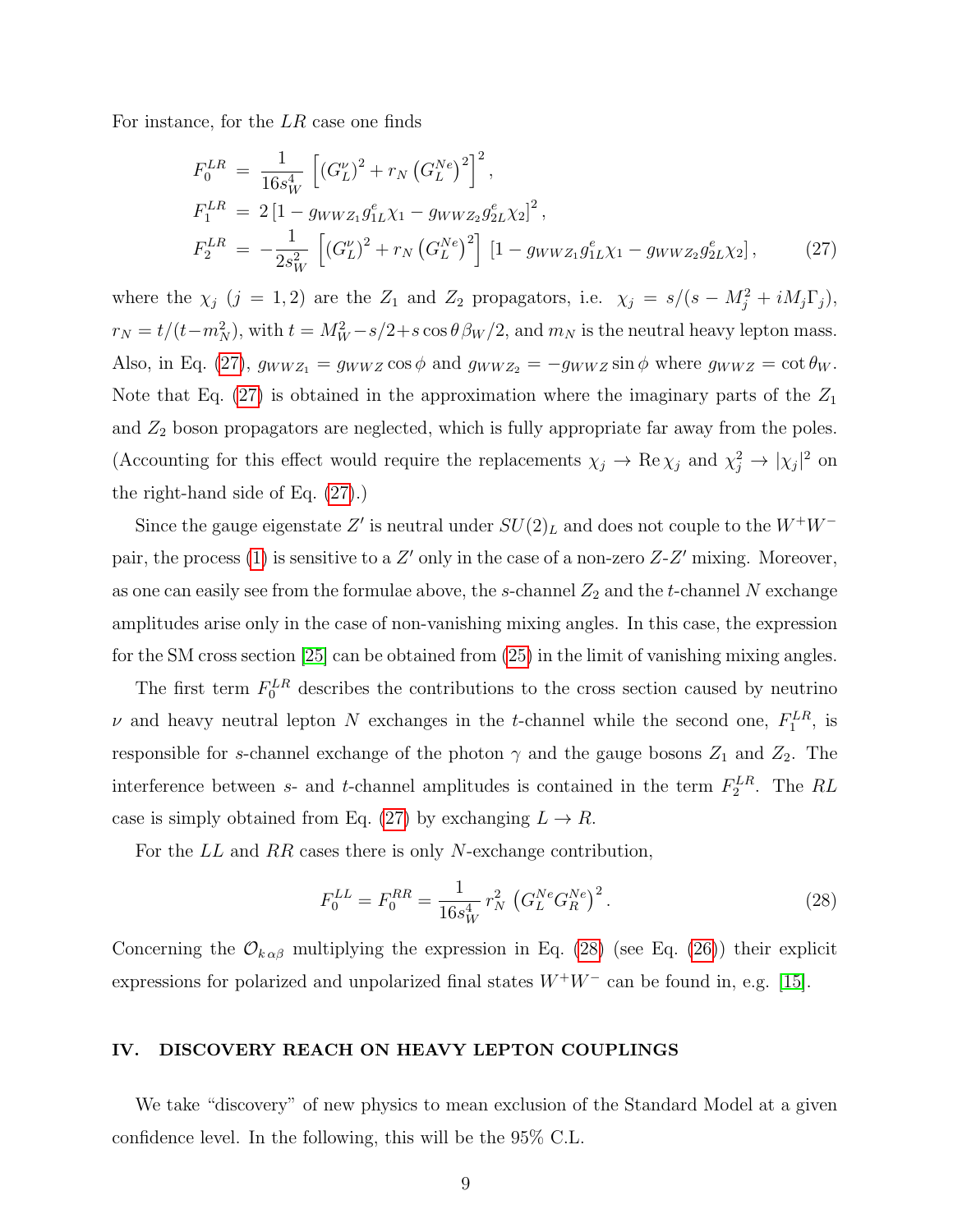For instance, for the $LR$ case one finds

$$
\begin{aligned}
F_0^{LR} &= \frac{1}{16 s_W^4}\left[\left(G_L^{\nu}\right)^2 + r_N\left(G_L^{Ne}\right)^2\right]^2, \\
F_1^{LR} &= 2\left[1 - g_{WWZ_1} g_{1L}^{e}\chi_1 - g_{WWZ_2} g_{2L}^{e}\chi_2\right]^2, \\
F_2^{LR} &= -\frac{1}{2 s_W^2}\left[\left(G_L^{\nu}\right)^2 + r_N\left(G_L^{Ne}\right)^2\right]\left[1 - g_{WWZ_1} g_{1L}^{e}\chi_1 - g_{WWZ_2} g_{2L}^{e}\chi_2\right],
\end{aligned}
\tag{27}
$$

where the $\chi_j$ ($j = 1, 2$) are the $Z_1$ and $Z_2$ propagators, i.e. $\chi_j = s/(s - M_j^2 + iM_j\Gamma_j)$, $r_N = t/(t - m_N^2)$, with $t = M_W^2 - s/2 + s\cos\theta\beta_W/2$, and $m_N$ is the neutral heavy lepton mass. Also, in Eq. (27), $g_{WWZ_1} = g_{WWZ}\cos\phi$ and $g_{WWZ_2} = -g_{WWZ}\sin\phi$ where $g_{WWZ} = \cot\theta_W$. Note that Eq. (27) is obtained in the approximation where the imaginary parts of the $Z_1$ and $Z_2$ boson propagators are neglected, which is fully appropriate far away from the poles. (Accounting for this effect would require the replacements $\chi_j \to \mathrm{Re}\,\chi_j$ and $\chi_j^2 \to |\chi_j|^2$ on the right-hand side of Eq. (27).)

Since the gauge eigenstate $Z'$ is neutral under $SU(2)_L$ and does not couple to the $W^+W^-$ pair, the process (1) is sensitive to a $Z'$ only in the case of a non-zero $Z$-$Z'$ mixing. Moreover, as one can easily see from the formulae above, the $s$-channel $Z_2$ and the $t$-channel $N$ exchange amplitudes arise only in the case of non-vanishing mixing angles. In this case, the expression for the SM cross section [25] can be obtained from (25) in the limit of vanishing mixing angles.

The first term $F_0^{LR}$ describes the contributions to the cross section caused by neutrino $\nu$ and heavy neutral lepton $N$ exchanges in the $t$-channel while the second one, $F_1^{LR}$, is responsible for $s$-channel exchange of the photon $\gamma$ and the gauge bosons $Z_1$ and $Z_2$. The interference between $s$- and $t$-channel amplitudes is contained in the term $F_2^{LR}$. The $RL$ case is simply obtained from Eq. (27) by exchanging $L \to R$.

For the $LL$ and $RR$ cases there is only $N$-exchange contribution,

$$
F_0^{LL} = F_0^{RR} = \frac{1}{16 s_W^4}\, r_N^2\, \left(G_L^{Ne} G_R^{Ne}\right)^2. \tag{28}
$$

Concerning the $\mathcal{O}_{k\,\alpha\beta}$ multiplying the expression in Eq. (28) (see Eq. (26)) their explicit expressions for polarized and unpolarized final states $W^+W^-$ can be found in, e.g. [15].

## IV. DISCOVERY REACH ON HEAVY LEPTON COUPLINGS

We take "discovery" of new physics to mean exclusion of the Standard Model at a given confidence level. In the following, this will be the 95% C.L.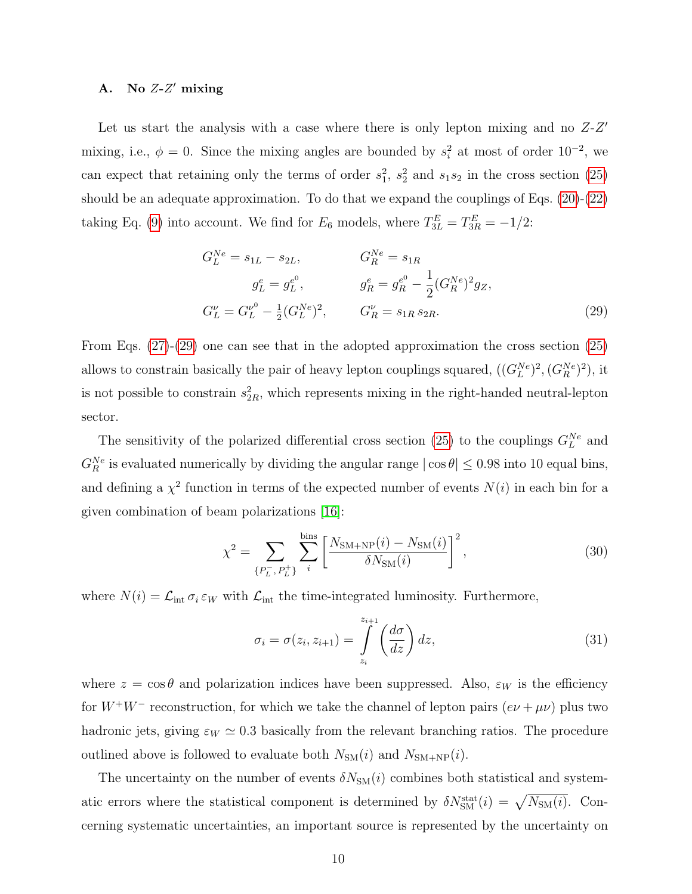### A. No $Z$-$Z'$ mixing

Let us start the analysis with a case where there is only lepton mixing and no $Z$-$Z'$ mixing, i.e., $\phi = 0$. Since the mixing angles are bounded by $s_i^2$ at most of order $10^{-2}$, we can expect that retaining only the terms of order $s_1^2$, $s_2^2$ and $s_1 s_2$ in the cross section (25) should be an adequate approximation. To do that we expand the couplings of Eqs. (20)-(22) taking Eq. (9) into account. We find for $E_6$ models, where $T_{3L}^E = T_{3R}^E = -1/2$:

$$
\begin{aligned}
G_L^{Ne} &= s_{1L} - s_{2L}, & G_R^{Ne} &= s_{1R} \\
g_L^e &= g_L^{e^0}, & g_R^e &= g_R^{e^0} - \frac{1}{2}(G_R^{Ne})^2 g_Z, \\
G_L^{\nu} &= G_L^{\nu^0} - \tfrac{1}{2}(G_L^{Ne})^2, & G_R^{\nu} &= s_{1R}\, s_{2R}.
\end{aligned}
\tag{29}
$$

From Eqs. (27)-(29) one can see that in the adopted approximation the cross section (25) allows to constrain basically the pair of heavy lepton couplings squared, $((G_L^{Ne})^2, (G_R^{Ne})^2)$, it is not possible to constrain $s_{2R}^2$, which represents mixing in the right-handed neutral-lepton sector.

The sensitivity of the polarized differential cross section (25) to the couplings $G_L^{Ne}$ and $G_R^{Ne}$ is evaluated numerically by dividing the angular range $|\cos\theta| \leq 0.98$ into 10 equal bins, and defining a $\chi^2$ function in terms of the expected number of events $N(i)$ in each bin for a given combination of beam polarizations [16]:

$$
\chi^2 = \sum_{\{P_L^-, P_L^+\}} \sum_i^{\text{bins}} \left[ \frac{N_{\text{SM+NP}}(i) - N_{\text{SM}}(i)}{\delta N_{\text{SM}}(i)} \right]^2,
\tag{30}
$$

where $N(i) = \mathcal{L}_{\text{int}}\, \sigma_i\, \varepsilon_W$ with $\mathcal{L}_{\text{int}}$ the time-integrated luminosity. Furthermore,

$$
\sigma_i = \sigma(z_i, z_{i+1}) = \int_{z_i}^{z_{i+1}} \left( \frac{d\sigma}{dz} \right) dz,
\tag{31}
$$

where $z = \cos\theta$ and polarization indices have been suppressed. Also, $\varepsilon_W$ is the efficiency for $W^+W^-$ reconstruction, for which we take the channel of lepton pairs ($e\nu + \mu\nu$) plus two hadronic jets, giving $\varepsilon_W \simeq 0.3$ basically from the relevant branching ratios. The procedure outlined above is followed to evaluate both $N_{\text{SM}}(i)$ and $N_{\text{SM+NP}}(i)$.

The uncertainty on the number of events $\delta N_{\text{SM}}(i)$ combines both statistical and systematic errors where the statistical component is determined by $\delta N_{\text{SM}}^{\text{stat}}(i) = \sqrt{N_{\text{SM}}(i)}$. Concerning systematic uncertainties, an important source is represented by the uncertainty on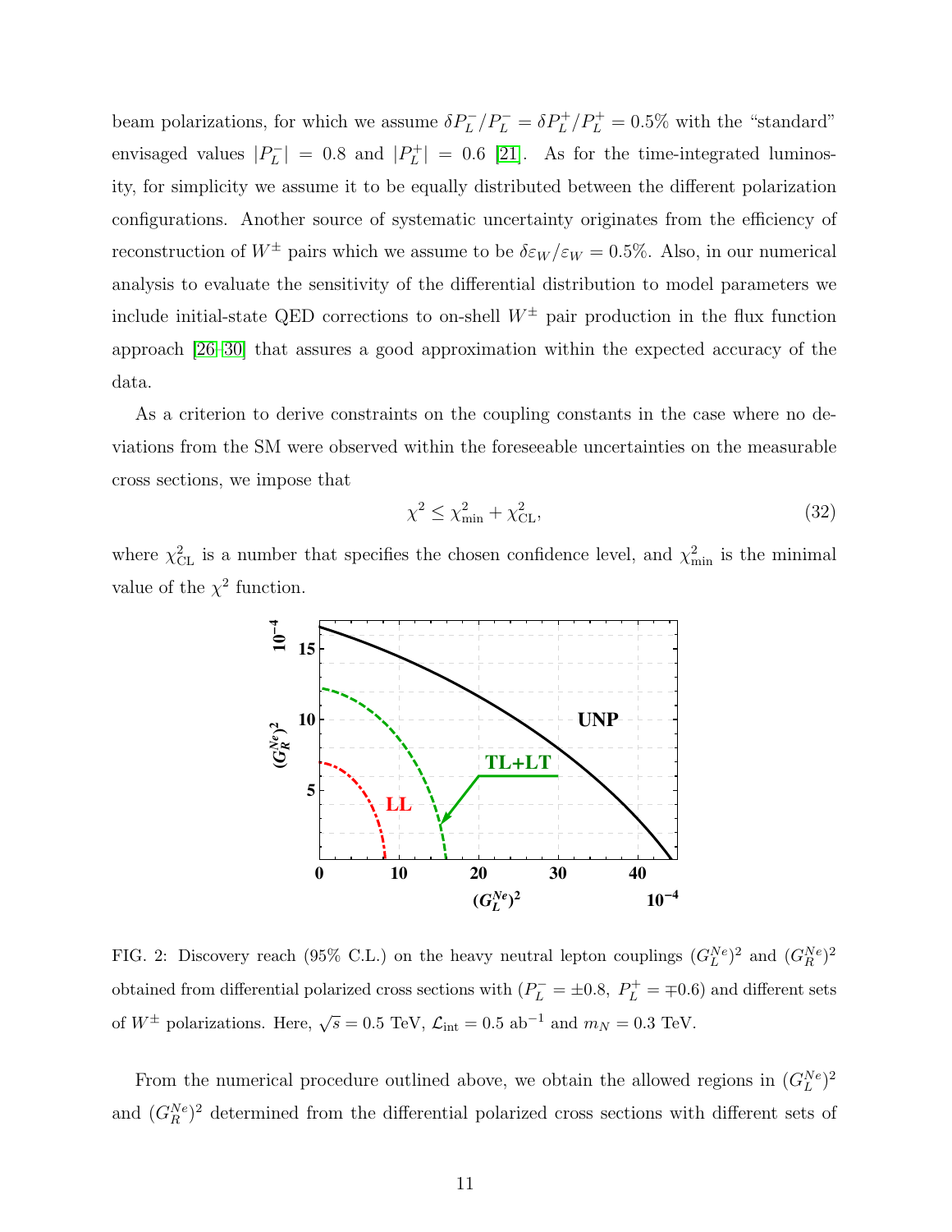beam polarizations, for which we assume $\delta P_L^-/P_L^- = \delta P_L^+/P_L^+ = 0.5\%$ with the "standard" envisaged values $|P_L^-| = 0.8$ and $|P_L^+| = 0.6$ [21]. As for the time-integrated luminosity, for simplicity we assume it to be equally distributed between the different polarization configurations. Another source of systematic uncertainty originates from the efficiency of reconstruction of $W^\pm$ pairs which we assume to be $\delta\varepsilon_W/\varepsilon_W = 0.5\%$. Also, in our numerical analysis to evaluate the sensitivity of the differential distribution to model parameters we include initial-state QED corrections to on-shell $W^\pm$ pair production in the flux function approach [26–30] that assures a good approximation within the expected accuracy of the data.

As a criterion to derive constraints on the coupling constants in the case where no deviations from the SM were observed within the foreseeable uncertainties on the measurable cross sections, we impose that

$$\chi^2 \leq \chi^2_{\rm min} + \chi^2_{\rm CL}, \tag{32}$$

where $\chi^2_{\rm CL}$ is a number that specifies the chosen confidence level, and $\chi^2_{\rm min}$ is the minimal value of the $\chi^2$ function.

FIG. 2: Discovery reach (95% C.L.) on the heavy neutral lepton couplings $(G_L^{Ne})^2$ and $(G_R^{Ne})^2$ obtained from differential polarized cross sections with ($P_L^- = \pm 0.8,\ P_L^+ = \mp 0.6$) and different sets of $W^\pm$ polarizations. Here, $\sqrt{s} = 0.5$ TeV, $\mathcal{L}_{\rm int} = 0.5$ ab$^{-1}$ and $m_N = 0.3$ TeV.

From the numerical procedure outlined above, we obtain the allowed regions in $(G_L^{Ne})^2$ and $(G_R^{Ne})^2$ determined from the differential polarized cross sections with different sets of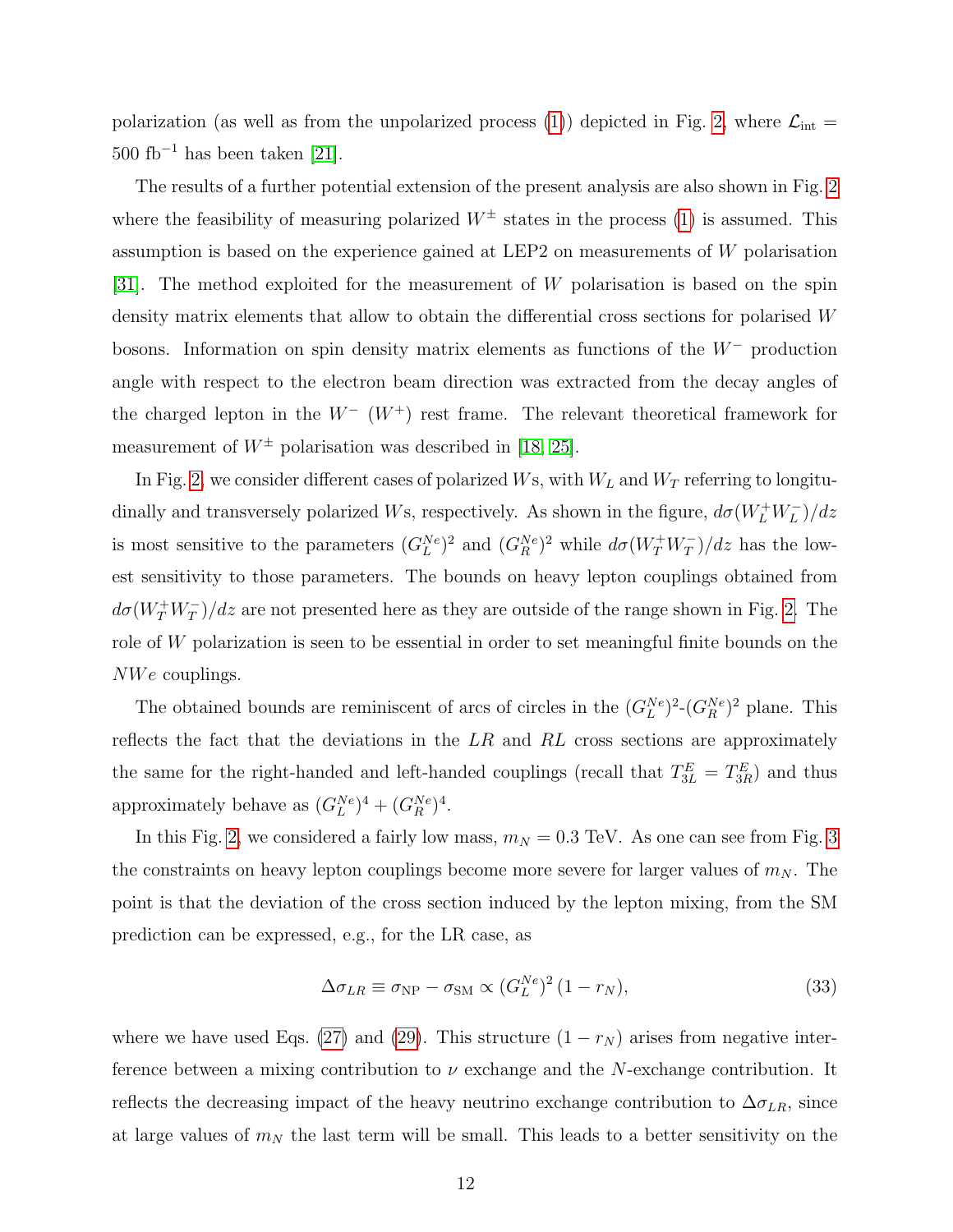polarization (as well as from the unpolarized process (1)) depicted in Fig. 2, where $\mathcal{L}_{\rm int} = 500$ fb$^{-1}$ has been taken [21].

The results of a further potential extension of the present analysis are also shown in Fig. 2 where the feasibility of measuring polarized $W^\pm$ states in the process (1) is assumed. This assumption is based on the experience gained at LEP2 on measurements of $W$ polarisation [31]. The method exploited for the measurement of $W$ polarisation is based on the spin density matrix elements that allow to obtain the differential cross sections for polarised $W$ bosons. Information on spin density matrix elements as functions of the $W^-$ production angle with respect to the electron beam direction was extracted from the decay angles of the charged lepton in the $W^-$ ($W^+$) rest frame. The relevant theoretical framework for measurement of $W^\pm$ polarisation was described in [18, 25].

In Fig. 2, we consider different cases of polarized $W$s, with $W_L$ and $W_T$ referring to longitudinally and transversely polarized $W$s, respectively. As shown in the figure, $d\sigma(W_L^+W_L^-)/dz$ is most sensitive to the parameters $(G_L^{Ne})^2$ and $(G_R^{Ne})^2$ while $d\sigma(W_T^+W_T^-)/dz$ has the lowest sensitivity to those parameters. The bounds on heavy lepton couplings obtained from $d\sigma(W_T^+W_T^-)/dz$ are not presented here as they are outside of the range shown in Fig. 2. The role of $W$ polarization is seen to be essential in order to set meaningful finite bounds on the $NWe$ couplings.

The obtained bounds are reminiscent of arcs of circles in the $(G_L^{Ne})^2$-$(G_R^{Ne})^2$ plane. This reflects the fact that the deviations in the $LR$ and $RL$ cross sections are approximately the same for the right-handed and left-handed couplings (recall that $T_{3L}^E = T_{3R}^E$) and thus approximately behave as $(G_L^{Ne})^4 + (G_R^{Ne})^4$.

In this Fig. 2, we considered a fairly low mass, $m_N = 0.3$ TeV. As one can see from Fig. 3 the constraints on heavy lepton couplings become more severe for larger values of $m_N$. The point is that the deviation of the cross section induced by the lepton mixing, from the SM prediction can be expressed, e.g., for the LR case, as

$$\Delta\sigma_{LR} \equiv \sigma_{\rm NP} - \sigma_{\rm SM} \propto (G_L^{Ne})^2\,(1 - r_N), \tag{33}$$

where we have used Eqs. (27) and (29). This structure $(1 - r_N)$ arises from negative interference between a mixing contribution to $\nu$ exchange and the $N$-exchange contribution. It reflects the decreasing impact of the heavy neutrino exchange contribution to $\Delta\sigma_{LR}$, since at large values of $m_N$ the last term will be small. This leads to a better sensitivity on the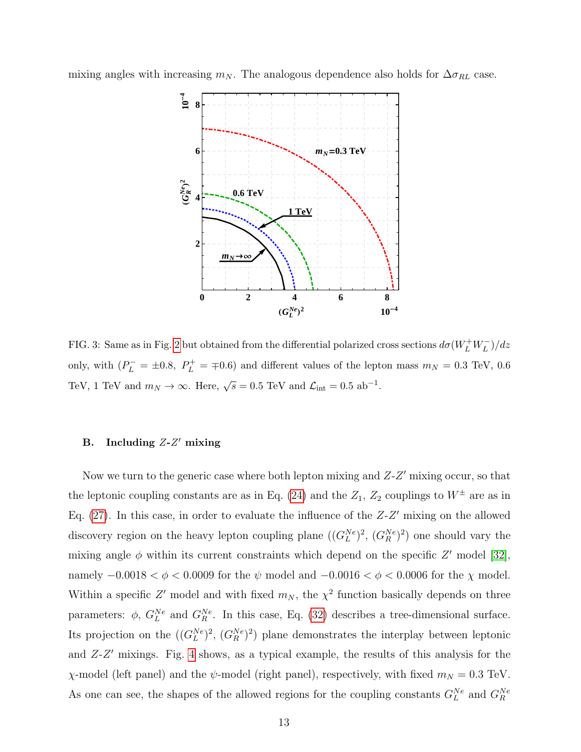mixing angles with increasing $m_N$. The analogous dependence also holds for $\Delta\sigma_{RL}$ case.

FIG. 3: Same as in Fig. 2 but obtained from the differential polarized cross sections $d\sigma(W_L^+W_L^-)/dz$ only, with ($P_L^- = \pm 0.8$, $P_L^+ = \mp 0.6$) and different values of the lepton mass $m_N = 0.3$ TeV, 0.6 TeV, 1 TeV and $m_N \to \infty$. Here, $\sqrt{s} = 0.5$ TeV and $\mathcal{L}_{\rm int} = 0.5$ ab$^{-1}$.

### B. Including $Z$-$Z'$ mixing

Now we turn to the generic case where both lepton mixing and $Z$-$Z'$ mixing occur, so that the leptonic coupling constants are as in Eq. (24) and the $Z_1$, $Z_2$ couplings to $W^\pm$ are as in Eq. (27). In this case, in order to evaluate the influence of the $Z$-$Z'$ mixing on the allowed discovery region on the heavy lepton coupling plane ($(G_L^{Ne})^2$, $(G_R^{Ne})^2$) one should vary the mixing angle $\phi$ within its current constraints which depend on the specific $Z'$ model [32], namely $-0.0018 < \phi < 0.0009$ for the $\psi$ model and $-0.0016 < \phi < 0.0006$ for the $\chi$ model. Within a specific $Z'$ model and with fixed $m_N$, the $\chi^2$ function basically depends on three parameters: $\phi$, $G_L^{Ne}$ and $G_R^{Ne}$. In this case, Eq. (32) describes a tree-dimensional surface. Its projection on the ($(G_L^{Ne})^2$, $(G_R^{Ne})^2$) plane demonstrates the interplay between leptonic and $Z$-$Z'$ mixings. Fig. 4 shows, as a typical example, the results of this analysis for the $\chi$-model (left panel) and the $\psi$-model (right panel), respectively, with fixed $m_N = 0.3$ TeV. As one can see, the shapes of the allowed regions for the coupling constants $G_L^{Ne}$ and $G_R^{Ne}$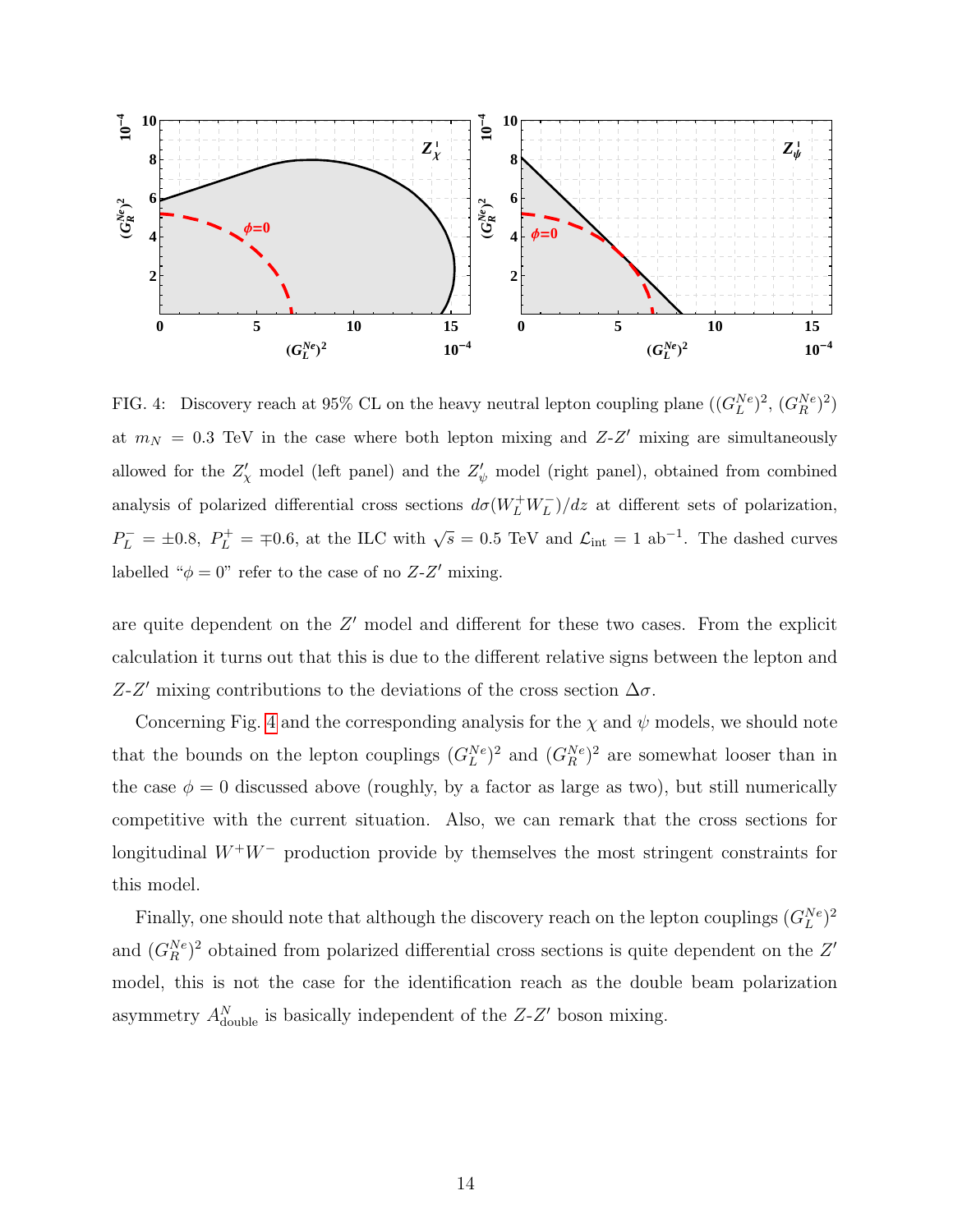FIG. 4: Discovery reach at 95% CL on the heavy neutral lepton coupling plane $((G_L^{Ne})^2, (G_R^{Ne})^2)$ at $m_N = 0.3$ TeV in the case where both lepton mixing and $Z$-$Z'$ mixing are simultaneously allowed for the $Z'_\chi$ model (left panel) and the $Z'_\psi$ model (right panel), obtained from combined analysis of polarized differential cross sections $d\sigma(W_L^+W_L^-)/dz$ at different sets of polarization, $P_L^- = \pm 0.8$, $P_L^+ = \mp 0.6$, at the ILC with $\sqrt{s} = 0.5$ TeV and $\mathcal{L}_{\rm int} = 1$ ab$^{-1}$. The dashed curves labelled "$\phi = 0$" refer to the case of no $Z$-$Z'$ mixing.

are quite dependent on the $Z'$ model and different for these two cases. From the explicit calculation it turns out that this is due to the different relative signs between the lepton and $Z$-$Z'$ mixing contributions to the deviations of the cross section $\Delta\sigma$.

Concerning Fig. 4 and the corresponding analysis for the $\chi$ and $\psi$ models, we should note that the bounds on the lepton couplings $(G_L^{Ne})^2$ and $(G_R^{Ne})^2$ are somewhat looser than in the case $\phi = 0$ discussed above (roughly, by a factor as large as two), but still numerically competitive with the current situation. Also, we can remark that the cross sections for longitudinal $W^+W^-$ production provide by themselves the most stringent constraints for this model.

Finally, one should note that although the discovery reach on the lepton couplings $(G_L^{Ne})^2$ and $(G_R^{Ne})^2$ obtained from polarized differential cross sections is quite dependent on the $Z'$ model, this is not the case for the identification reach as the double beam polarization asymmetry $A^N_{\rm double}$ is basically independent of the $Z$-$Z'$ boson mixing.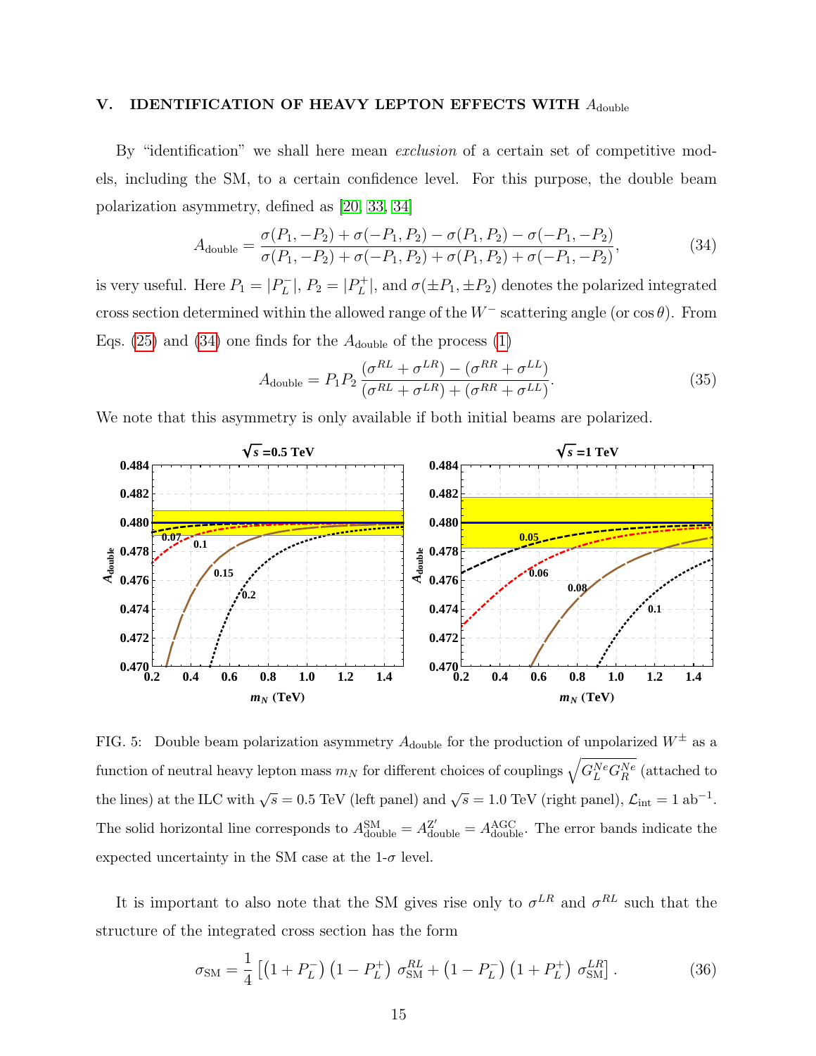## V. IDENTIFICATION OF HEAVY LEPTON EFFECTS WITH $A_{\rm double}$

By "identification" we shall here mean *exclusion* of a certain set of competitive models, including the SM, to a certain confidence level. For this purpose, the double beam polarization asymmetry, defined as [20, 33, 34]

$$A_{\rm double} = \frac{\sigma(P_1, -P_2) + \sigma(-P_1, P_2) - \sigma(P_1, P_2) - \sigma(-P_1, -P_2)}{\sigma(P_1, -P_2) + \sigma(-P_1, P_2) + \sigma(P_1, P_2) + \sigma(-P_1, -P_2)}, \tag{34}$$

is very useful. Here $P_1 = |P_L^-|$, $P_2 = |P_L^+|$, and $\sigma(\pm P_1, \pm P_2)$ denotes the polarized integrated cross section determined within the allowed range of the $W^-$ scattering angle (or $\cos\theta$). From Eqs. (25) and (34) one finds for the $A_{\rm double}$ of the process (1)

$$A_{\rm double} = P_1 P_2 \, \frac{(\sigma^{RL} + \sigma^{LR}) - (\sigma^{RR} + \sigma^{LL})}{(\sigma^{RL} + \sigma^{LR}) + (\sigma^{RR} + \sigma^{LL})}. \tag{35}$$

We note that this asymmetry is only available if both initial beams are polarized.

FIG. 5: Double beam polarization asymmetry $A_{\rm double}$ for the production of unpolarized $W^\pm$ as a function of neutral heavy lepton mass $m_N$ for different choices of couplings $\sqrt{G_L^{Ne} G_R^{Ne}}$ (attached to the lines) at the ILC with $\sqrt{s} = 0.5$ TeV (left panel) and $\sqrt{s} = 1.0$ TeV (right panel), $\mathcal{L}_{\rm int} = 1$ ab$^{-1}$. The solid horizontal line corresponds to $A_{\rm double}^{\rm SM} = A_{\rm double}^{Z'} = A_{\rm double}^{\rm AGC}$. The error bands indicate the expected uncertainty in the SM case at the 1-$\sigma$ level.

It is important to also note that the SM gives rise only to $\sigma^{LR}$ and $\sigma^{RL}$ such that the structure of the integrated cross section has the form

$$\sigma_{\rm SM} = \frac{1}{4} \left[ \left(1 + P_L^-\right) \left(1 - P_L^+\right) \, \sigma_{\rm SM}^{RL} + \left(1 - P_L^-\right) \left(1 + P_L^+\right) \, \sigma_{\rm SM}^{LR} \right]. \tag{36}$$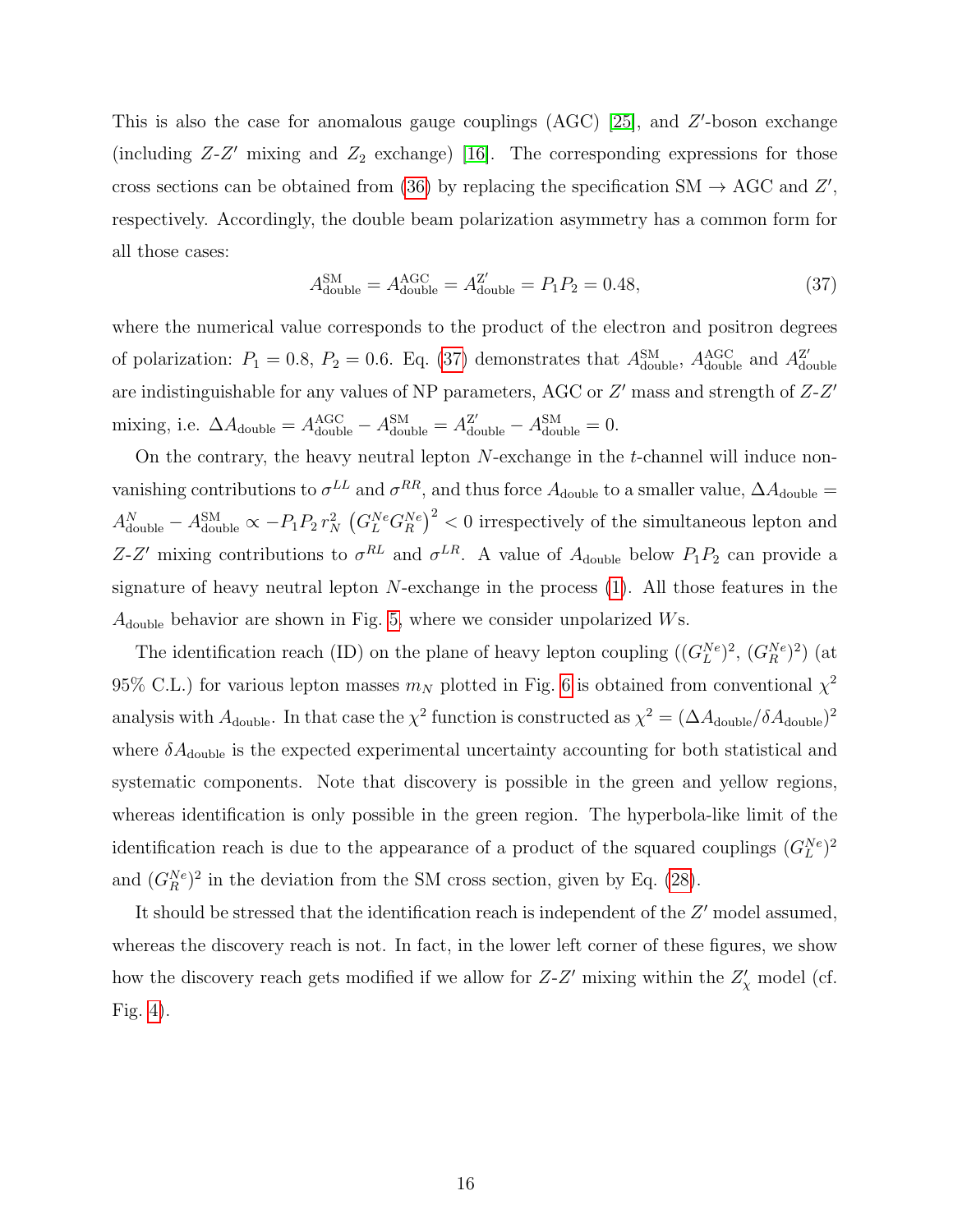This is also the case for anomalous gauge couplings (AGC) [25], and $Z'$-boson exchange (including $Z$-$Z'$ mixing and $Z_2$ exchange) [16]. The corresponding expressions for those cross sections can be obtained from (36) by replacing the specification SM $\to$ AGC and $Z'$, respectively. Accordingly, the double beam polarization asymmetry has a common form for all those cases:

$$A_{\rm double}^{\rm SM} = A_{\rm double}^{\rm AGC} = A_{\rm double}^{\rm Z'} = P_1 P_2 = 0.48, \tag{37}$$

where the numerical value corresponds to the product of the electron and positron degrees of polarization: $P_1 = 0.8$, $P_2 = 0.6$. Eq. (37) demonstrates that $A_{\rm double}^{\rm SM}$, $A_{\rm double}^{\rm AGC}$ and $A_{\rm double}^{\rm Z'}$ are indistinguishable for any values of NP parameters, AGC or $Z'$ mass and strength of $Z$-$Z'$ mixing, i.e. $\Delta A_{\rm double} = A_{\rm double}^{\rm AGC} - A_{\rm double}^{\rm SM} = A_{\rm double}^{\rm Z'} - A_{\rm double}^{\rm SM} = 0$.

On the contrary, the heavy neutral lepton $N$-exchange in the $t$-channel will induce non-vanishing contributions to $\sigma^{LL}$ and $\sigma^{RR}$, and thus force $A_{\rm double}$ to a smaller value, $\Delta A_{\rm double} = A_{\rm double}^{N} - A_{\rm double}^{\rm SM} \propto -P_1 P_2\, r_N^2 \left(G_L^{Ne} G_R^{Ne}\right)^2 < 0$ irrespectively of the simultaneous lepton and $Z$-$Z'$ mixing contributions to $\sigma^{RL}$ and $\sigma^{LR}$. A value of $A_{\rm double}$ below $P_1 P_2$ can provide a signature of heavy neutral lepton $N$-exchange in the process (1). All those features in the $A_{\rm double}$ behavior are shown in Fig. 5, where we consider unpolarized $W$s.

The identification reach (ID) on the plane of heavy lepton coupling ($(G_L^{Ne})^2$, $(G_R^{Ne})^2$) (at 95% C.L.) for various lepton masses $m_N$ plotted in Fig. 6 is obtained from conventional $\chi^2$ analysis with $A_{\rm double}$. In that case the $\chi^2$ function is constructed as $\chi^2 = (\Delta A_{\rm double}/\delta A_{\rm double})^2$ where $\delta A_{\rm double}$ is the expected experimental uncertainty accounting for both statistical and systematic components. Note that discovery is possible in the green and yellow regions, whereas identification is only possible in the green region. The hyperbola-like limit of the identification reach is due to the appearance of a product of the squared couplings $(G_L^{Ne})^2$ and $(G_R^{Ne})^2$ in the deviation from the SM cross section, given by Eq. (28).

It should be stressed that the identification reach is independent of the $Z'$ model assumed, whereas the discovery reach is not. In fact, in the lower left corner of these figures, we show how the discovery reach gets modified if we allow for $Z$-$Z'$ mixing within the $Z'_\chi$ model (cf. Fig. 4).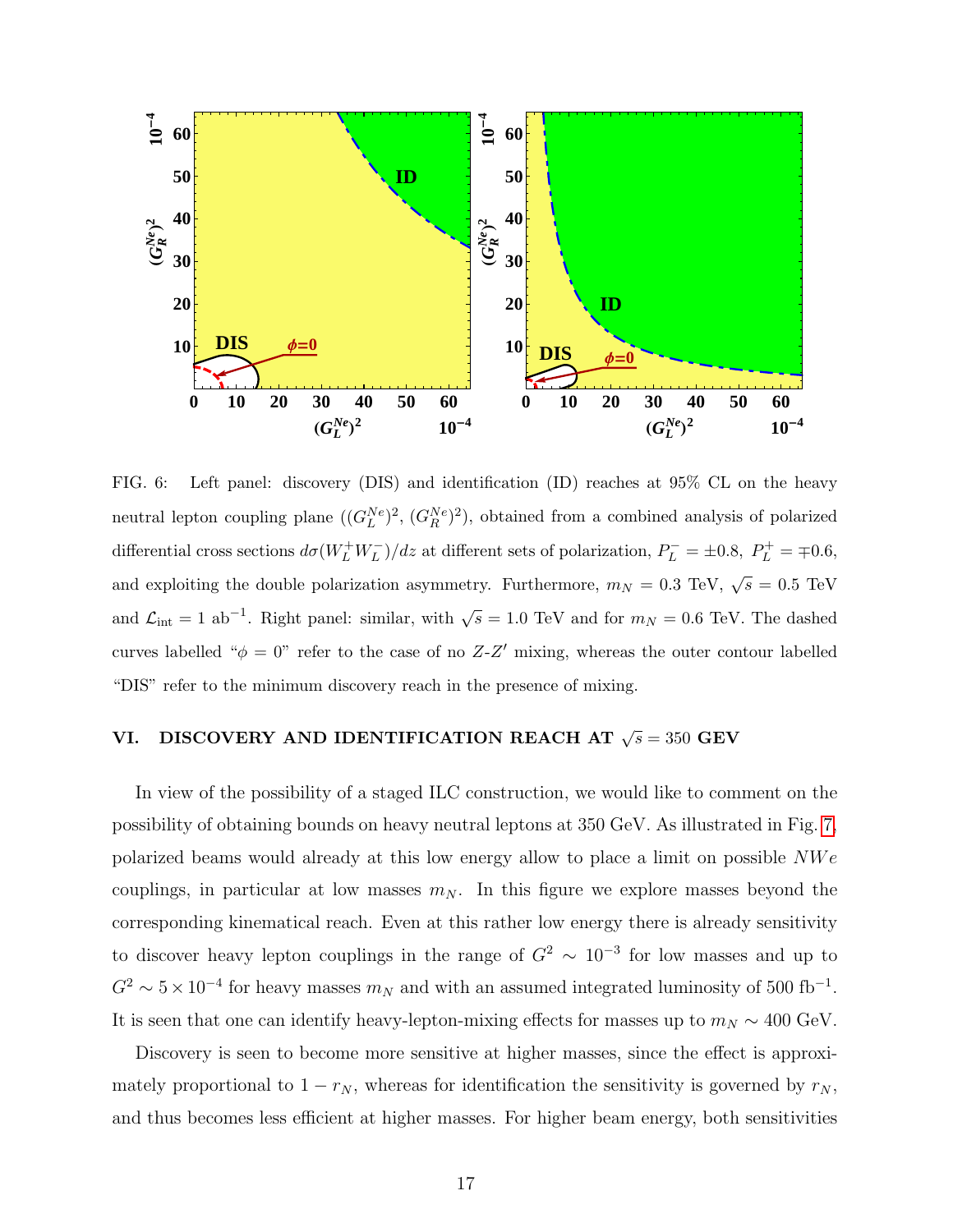FIG. 6: Left panel: discovery (DIS) and identification (ID) reaches at 95% CL on the heavy neutral lepton coupling plane $((G_L^{Ne})^2, (G_R^{Ne})^2)$, obtained from a combined analysis of polarized differential cross sections $d\sigma(W_L^+W_L^-)/dz$ at different sets of polarization, $P_L^- = \pm 0.8$, $P_L^+ = \mp 0.6$, and exploiting the double polarization asymmetry. Furthermore, $m_N = 0.3$ TeV, $\sqrt{s} = 0.5$ TeV and $\mathcal{L}_{\rm int} = 1$ ab$^{-1}$. Right panel: similar, with $\sqrt{s} = 1.0$ TeV and for $m_N = 0.6$ TeV. The dashed curves labelled "$\phi = 0$" refer to the case of no $Z$-$Z'$ mixing, whereas the outer contour labelled "DIS" refer to the minimum discovery reach in the presence of mixing.

## VI. DISCOVERY AND IDENTIFICATION REACH AT $\sqrt{s} = 350$ GEV

In view of the possibility of a staged ILC construction, we would like to comment on the possibility of obtaining bounds on heavy neutral leptons at 350 GeV. As illustrated in Fig. 7, polarized beams would already at this low energy allow to place a limit on possible $NWe$ couplings, in particular at low masses $m_N$. In this figure we explore masses beyond the corresponding kinematical reach. Even at this rather low energy there is already sensitivity to discover heavy lepton couplings in the range of $G^2 \sim 10^{-3}$ for low masses and up to $G^2 \sim 5 \times 10^{-4}$ for heavy masses $m_N$ and with an assumed integrated luminosity of 500 fb$^{-1}$. It is seen that one can identify heavy-lepton-mixing effects for masses up to $m_N \sim 400$ GeV.

Discovery is seen to become more sensitive at higher masses, since the effect is approximately proportional to $1 - r_N$, whereas for identification the sensitivity is governed by $r_N$, and thus becomes less efficient at higher masses. For higher beam energy, both sensitivities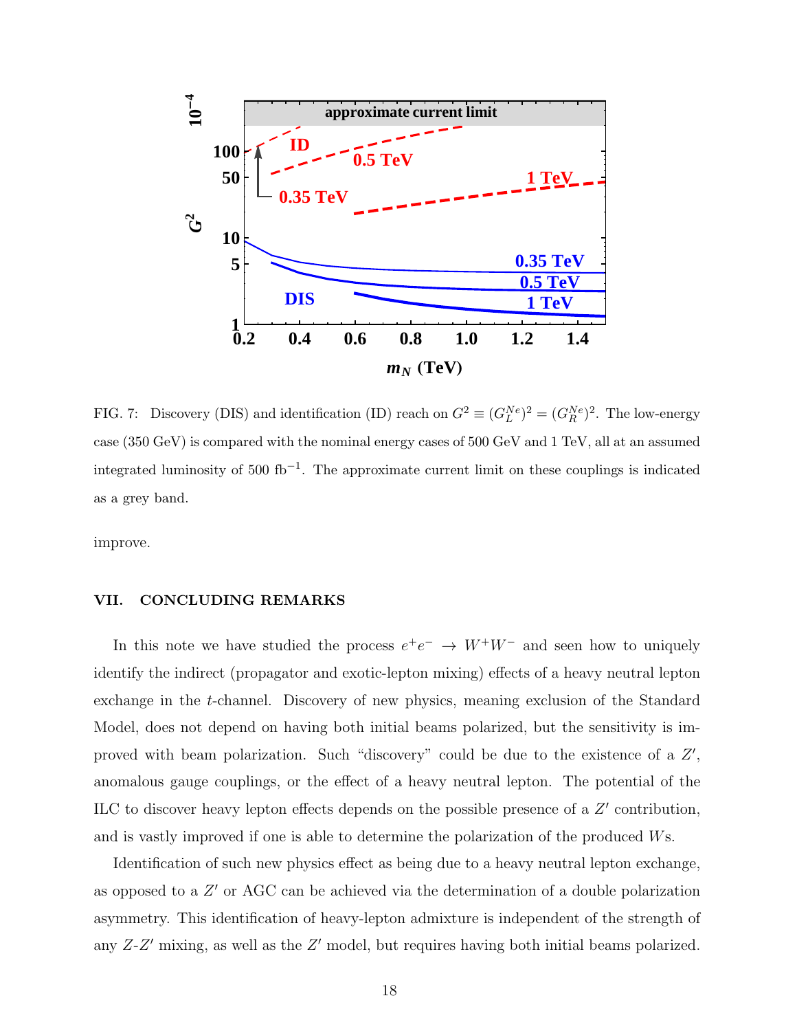FIG. 7: Discovery (DIS) and identification (ID) reach on $G^2 \equiv (G_L^{Ne})^2 = (G_R^{Ne})^2$. The low-energy case (350 GeV) is compared with the nominal energy cases of 500 GeV and 1 TeV, all at an assumed integrated luminosity of 500 fb$^{-1}$. The approximate current limit on these couplings is indicated as a grey band.

improve.

## VII. CONCLUDING REMARKS

In this note we have studied the process $e^+e^- \to W^+W^-$ and seen how to uniquely identify the indirect (propagator and exotic-lepton mixing) effects of a heavy neutral lepton exchange in the $t$-channel. Discovery of new physics, meaning exclusion of the Standard Model, does not depend on having both initial beams polarized, but the sensitivity is improved with beam polarization. Such "discovery" could be due to the existence of a $Z'$, anomalous gauge couplings, or the effect of a heavy neutral lepton. The potential of the ILC to discover heavy lepton effects depends on the possible presence of a $Z'$ contribution, and is vastly improved if one is able to determine the polarization of the produced $W$s.

Identification of such new physics effect as being due to a heavy neutral lepton exchange, as opposed to a $Z'$ or AGC can be achieved via the determination of a double polarization asymmetry. This identification of heavy-lepton admixture is independent of the strength of any $Z$-$Z'$ mixing, as well as the $Z'$ model, but requires having both initial beams polarized.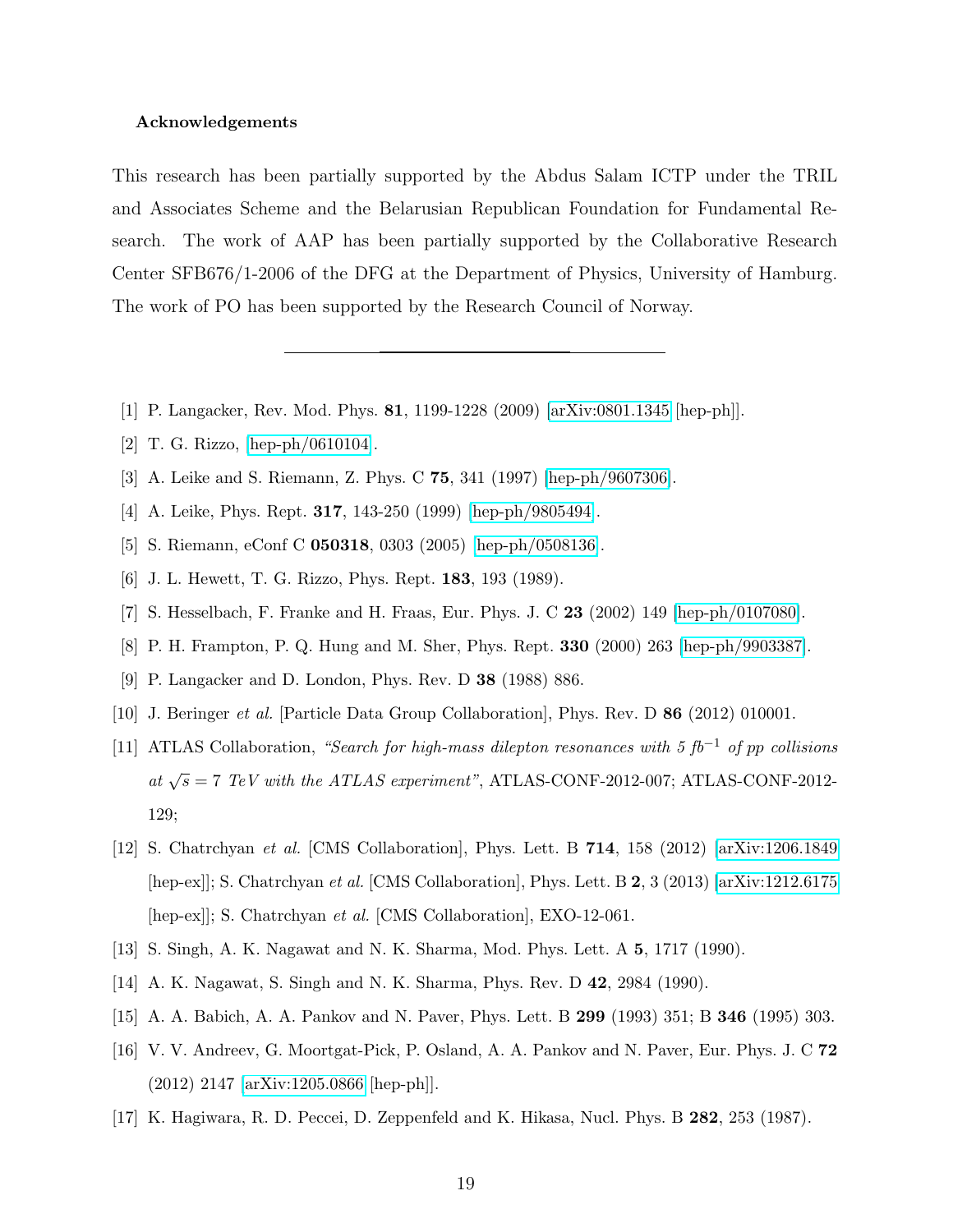**Acknowledgements**

This research has been partially supported by the Abdus Salam ICTP under the TRIL and Associates Scheme and the Belarusian Republican Foundation for Fundamental Research. The work of AAP has been partially supported by the Collaborative Research Center SFB676/1-2006 of the DFG at the Department of Physics, University of Hamburg. The work of PO has been supported by the Research Council of Norway.

---

[1] P. Langacker, Rev. Mod. Phys. **81**, 1199-1228 (2009) [arXiv:0801.1345 [hep-ph]].

[2] T. G. Rizzo, [hep-ph/0610104].

[3] A. Leike and S. Riemann, Z. Phys. C **75**, 341 (1997) [hep-ph/9607306].

[4] A. Leike, Phys. Rept. **317**, 143-250 (1999) [hep-ph/9805494].

[5] S. Riemann, eConf C **050318**, 0303 (2005) [hep-ph/0508136].

[6] J. L. Hewett, T. G. Rizzo, Phys. Rept. **183**, 193 (1989).

[7] S. Hesselbach, F. Franke and H. Fraas, Eur. Phys. J. C **23** (2002) 149 [hep-ph/0107080].

[8] P. H. Frampton, P. Q. Hung and M. Sher, Phys. Rept. **330** (2000) 263 [hep-ph/9903387].

[9] P. Langacker and D. London, Phys. Rev. D **38** (1988) 886.

[10] J. Beringer *et al.* [Particle Data Group Collaboration], Phys. Rev. D **86** (2012) 010001.

[11] ATLAS Collaboration, *"Search for high-mass dilepton resonances with 5 $fb^{-1}$ of pp collisions at $\sqrt{s} = 7$ TeV with the ATLAS experiment"*, ATLAS-CONF-2012-007; ATLAS-CONF-2012-129;

[12] S. Chatrchyan *et al.* [CMS Collaboration], Phys. Lett. B **714**, 158 (2012) [arXiv:1206.1849 [hep-ex]]; S. Chatrchyan *et al.* [CMS Collaboration], Phys. Lett. B **2**, 3 (2013) [arXiv:1212.6175 [hep-ex]]; S. Chatrchyan *et al.* [CMS Collaboration], EXO-12-061.

[13] S. Singh, A. K. Nagawat and N. K. Sharma, Mod. Phys. Lett. A **5**, 1717 (1990).

[14] A. K. Nagawat, S. Singh and N. K. Sharma, Phys. Rev. D **42**, 2984 (1990).

[15] A. A. Babich, A. A. Pankov and N. Paver, Phys. Lett. B **299** (1993) 351; B **346** (1995) 303.

[16] V. V. Andreev, G. Moortgat-Pick, P. Osland, A. A. Pankov and N. Paver, Eur. Phys. J. C **72** (2012) 2147 [arXiv:1205.0866 [hep-ph]].

[17] K. Hagiwara, R. D. Peccei, D. Zeppenfeld and K. Hikasa, Nucl. Phys. B **282**, 253 (1987).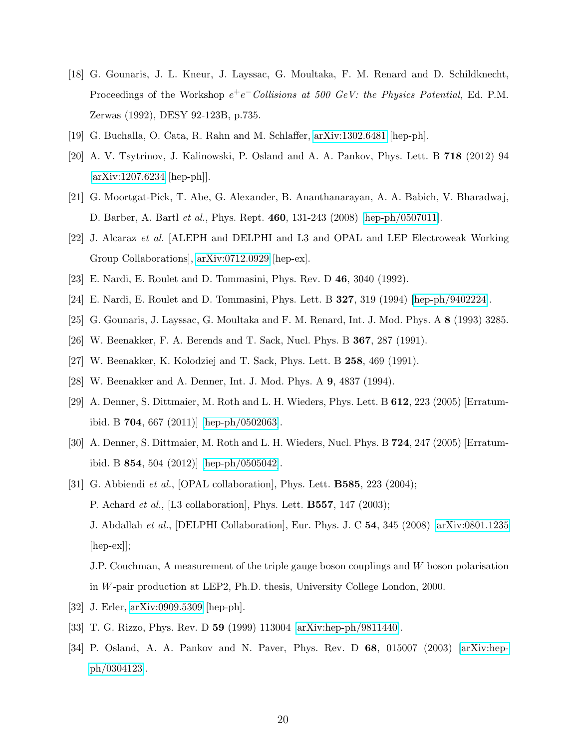[18] G. Gounaris, J. L. Kneur, J. Layssac, G. Moultaka, F. M. Renard and D. Schildknecht, Proceedings of the Workshop $e^+e^-$ *Collisions at 500 GeV: the Physics Potential*, Ed. P.M. Zerwas (1992), DESY 92-123B, p.735.

[19] G. Buchalla, O. Cata, R. Rahn and M. Schlaffer, arXiv:1302.6481 [hep-ph].

[20] A. V. Tsytrinov, J. Kalinowski, P. Osland and A. A. Pankov, Phys. Lett. B **718** (2012) 94 [arXiv:1207.6234 [hep-ph]].

[21] G. Moortgat-Pick, T. Abe, G. Alexander, B. Ananthanarayan, A. A. Babich, V. Bharadwaj, D. Barber, A. Bartl *et al.*, Phys. Rept. **460**, 131-243 (2008) [hep-ph/0507011].

[22] J. Alcaraz *et al.* [ALEPH and DELPHI and L3 and OPAL and LEP Electroweak Working Group Collaborations], arXiv:0712.0929 [hep-ex].

[23] E. Nardi, E. Roulet and D. Tommasini, Phys. Rev. D **46**, 3040 (1992).

[24] E. Nardi, E. Roulet and D. Tommasini, Phys. Lett. B **327**, 319 (1994) [hep-ph/9402224].

[25] G. Gounaris, J. Layssac, G. Moultaka and F. M. Renard, Int. J. Mod. Phys. A **8** (1993) 3285.

[26] W. Beenakker, F. A. Berends and T. Sack, Nucl. Phys. B **367**, 287 (1991).

[27] W. Beenakker, K. Kolodziej and T. Sack, Phys. Lett. B **258**, 469 (1991).

[28] W. Beenakker and A. Denner, Int. J. Mod. Phys. A **9**, 4837 (1994).

[29] A. Denner, S. Dittmaier, M. Roth and L. H. Wieders, Phys. Lett. B **612**, 223 (2005) [Erratum-ibid. B **704**, 667 (2011)] [hep-ph/0502063].

[30] A. Denner, S. Dittmaier, M. Roth and L. H. Wieders, Nucl. Phys. B **724**, 247 (2005) [Erratum-ibid. B **854**, 504 (2012)] [hep-ph/0505042].

[31] G. Abbiendi *et al.*, [OPAL collaboration], Phys. Lett. **B585**, 223 (2004);
P. Achard *et al.*, [L3 collaboration], Phys. Lett. **B557**, 147 (2003);
J. Abdallah *et al.*, [DELPHI Collaboration], Eur. Phys. J. C **54**, 345 (2008) [arXiv:0801.1235 [hep-ex]];
J.P. Couchman, A measurement of the triple gauge boson couplings and $W$ boson polarisation in $W$-pair production at LEP2, Ph.D. thesis, University College London, 2000.

[32] J. Erler, arXiv:0909.5309 [hep-ph].

[33] T. G. Rizzo, Phys. Rev. D **59** (1999) 113004 [arXiv:hep-ph/9811440].

[34] P. Osland, A. A. Pankov and N. Paver, Phys. Rev. D **68**, 015007 (2003) [arXiv:hep-ph/0304123].